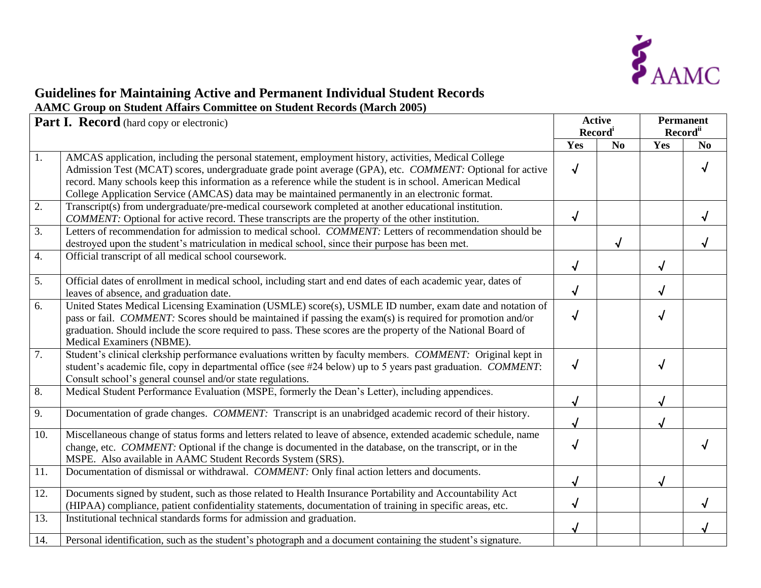AAMC

# Guidelines for Maintaining Active and Permanent Individual Student Records

### AAMC Group on Student Affairs Committee on Student Records (March 2005)

| **Part I. Record** (hard copy or electronic) | | Active Record[i] | | Permanent Record[ii] | |
|---|---|---|---|---|---|
| | | **Yes** | **No** | **Yes** | **No** |
| 1. | AMCAS application, including the personal statement, employment history, activities, Medical College Admission Test (MCAT) scores, undergraduate grade point average (GPA), etc. *COMMENT:* Optional for active record. Many schools keep this information as a reference while the student is in school. American Medical College Application Service (AMCAS) data may be maintained permanently in an electronic format. | √ | | | √ |
| 2. | Transcript(s) from undergraduate/pre-medical coursework completed at another educational institution. *COMMENT:* Optional for active record. These transcripts are the property of the other institution. | √ | | | √ |
| 3. | Letters of recommendation for admission to medical school. *COMMENT:* Letters of recommendation should be destroyed upon the student's matriculation in medical school, since their purpose has been met. | | √ | | √ |
| 4. | Official transcript of all medical school coursework. | √ | | √ | |
| 5. | Official dates of enrollment in medical school, including start and end dates of each academic year, dates of leaves of absence, and graduation date. | √ | | √ | |
| 6. | United States Medical Licensing Examination (USMLE) score(s), USMLE ID number, exam date and notation of pass or fail. *COMMENT:* Scores should be maintained if passing the exam(s) is required for promotion and/or graduation. Should include the score required to pass. These scores are the property of the National Board of Medical Examiners (NBME). | √ | | √ | |
| 7. | Student's clinical clerkship performance evaluations written by faculty members. *COMMENT:* Original kept in student's academic file, copy in departmental office (see #24 below) up to 5 years past graduation. *COMMENT*: Consult school's general counsel and/or state regulations. | √ | | √ | |
| 8. | Medical Student Performance Evaluation (MSPE, formerly the Dean's Letter), including appendices. | √ | | √ | |
| 9. | Documentation of grade changes. *COMMENT:* Transcript is an unabridged academic record of their history. | √ | | √ | |
| 10. | Miscellaneous change of status forms and letters related to leave of absence, extended academic schedule, name change, etc. *COMMENT:* Optional if the change is documented in the database, on the transcript, or in the MSPE. Also available in AAMC Student Records System (SRS). | √ | | | √ |
| 11. | Documentation of dismissal or withdrawal. *COMMENT:* Only final action letters and documents. | √ | | √ | |
| 12. | Documents signed by student, such as those related to Health Insurance Portability and Accountability Act (HIPAA) compliance, patient confidentiality statements, documentation of training in specific areas, etc. | √ | | | √ |
| 13. | Institutional technical standards forms for admission and graduation. | √ | | | √ |
| 14. | Personal identification, such as the student's photograph and a document containing the student's signature. | | | | |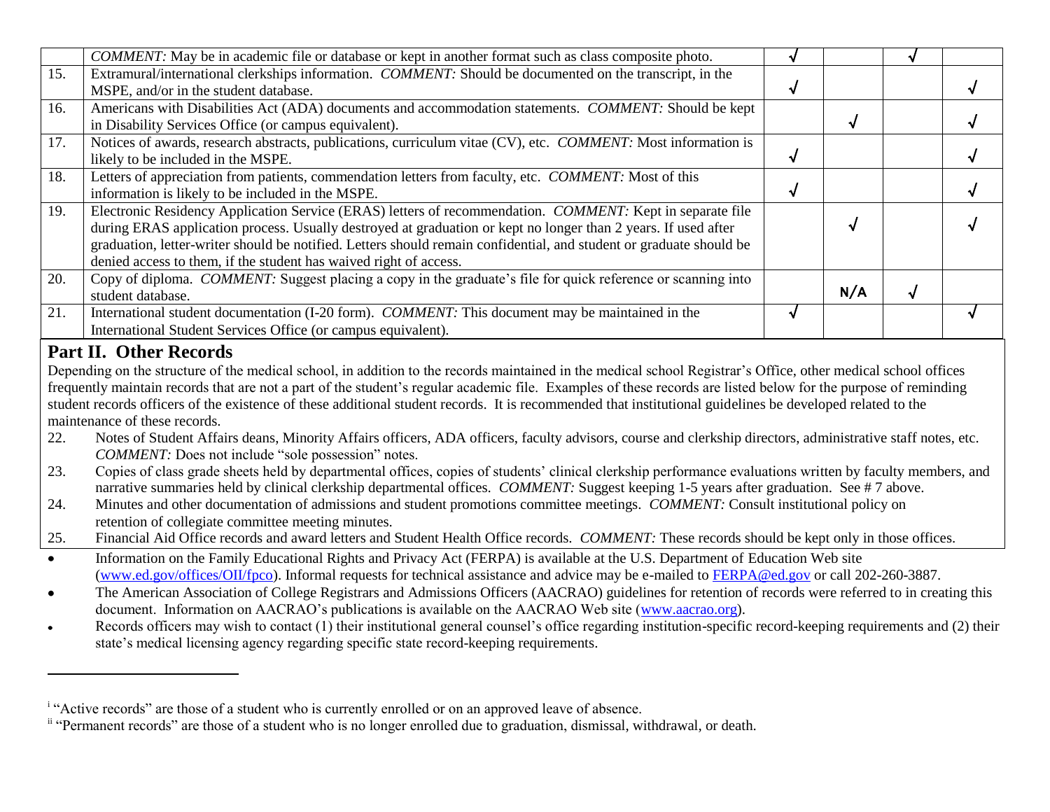| | | | | | |
|---|---|---|---|---|---|
| | *COMMENT:* May be in academic file or database or kept in another format such as class composite photo. | √ | | √ | |
| 15. | Extramural/international clerkships information. *COMMENT:* Should be documented on the transcript, in the MSPE, and/or in the student database. | √ | | | √ |
| 16. | Americans with Disabilities Act (ADA) documents and accommodation statements. *COMMENT:* Should be kept in Disability Services Office (or campus equivalent). | | √ | | √ |
| 17. | Notices of awards, research abstracts, publications, curriculum vitae (CV), etc. *COMMENT:* Most information is likely to be included in the MSPE. | √ | | | √ |
| 18. | Letters of appreciation from patients, commendation letters from faculty, etc. *COMMENT:* Most of this information is likely to be included in the MSPE. | √ | | | √ |
| 19. | Electronic Residency Application Service (ERAS) letters of recommendation. *COMMENT:* Kept in separate file during ERAS application process. Usually destroyed at graduation or kept no longer than 2 years. If used after graduation, letter-writer should be notified. Letters should remain confidential, and student or graduate should be denied access to them, if the student has waived right of access. | | √ | | √ |
| 20. | Copy of diploma. *COMMENT:* Suggest placing a copy in the graduate's file for quick reference or scanning into student database. | | N/A | √ | |
| 21. | International student documentation (I-20 form). *COMMENT:* This document may be maintained in the International Student Services Office (or campus equivalent). | √ | | | √ |

## Part II. Other Records

Depending on the structure of the medical school, in addition to the records maintained in the medical school Registrar's Office, other medical school offices frequently maintain records that are not a part of the student's regular academic file. Examples of these records are listed below for the purpose of reminding student records officers of the existence of these additional student records. It is recommended that institutional guidelines be developed related to the maintenance of these records.

22. Notes of Student Affairs deans, Minority Affairs officers, ADA officers, faculty advisors, course and clerkship directors, administrative staff notes, etc. *COMMENT:* Does not include "sole possession" notes.
23. Copies of class grade sheets held by departmental offices, copies of students' clinical clerkship performance evaluations written by faculty members, and narrative summaries held by clinical clerkship departmental offices. *COMMENT:* Suggest keeping 1-5 years after graduation. See # 7 above.
24. Minutes and other documentation of admissions and student promotions committee meetings. *COMMENT:* Consult institutional policy on retention of collegiate committee meeting minutes.
25. Financial Aid Office records and award letters and Student Health Office records. *COMMENT:* These records should be kept only in those offices.

- Information on the Family Educational Rights and Privacy Act (FERPA) is available at the U.S. Department of Education Web site (www.ed.gov/offices/OII/fpco). Informal requests for technical assistance and advice may be e-mailed to FERPA@ed.gov or call 202-260-3887.
- The American Association of College Registrars and Admissions Officers (AACRAO) guidelines for retention of records were referred to in creating this document. Information on AACRAO's publications is available on the AACRAO Web site (www.aacrao.org).
- Records officers may wish to contact (1) their institutional general counsel's office regarding institution-specific record-keeping requirements and (2) their state's medical licensing agency regarding specific state record-keeping requirements.

---

[i] "Active records" are those of a student who is currently enrolled or on an approved leave of absence.

[ii] "Permanent records" are those of a student who is no longer enrolled due to graduation, dismissal, withdrawal, or death.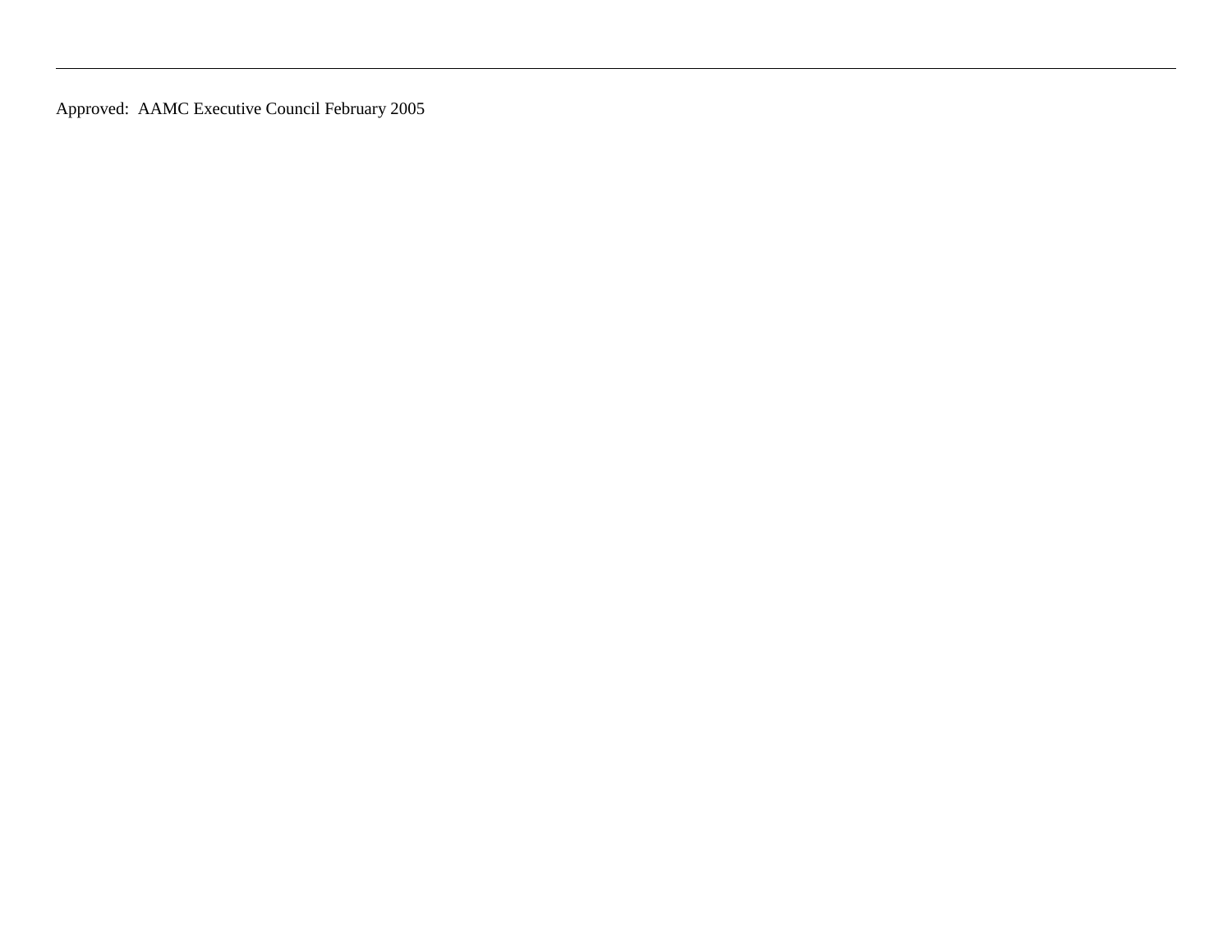---

Approved:  AAMC Executive Council February 2005